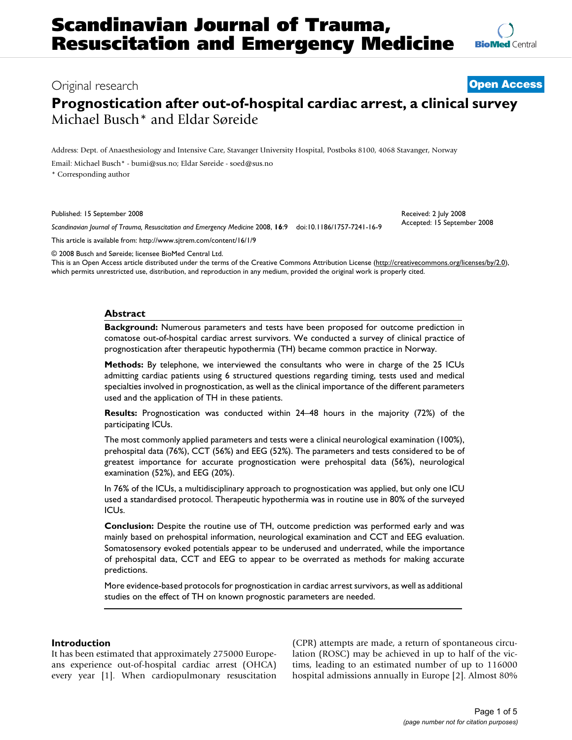# Prognostication after out-of-hospital cardiac arrest, a clinical survey

Original research | Open Access

Michael Busch* and Eldar Søreide

Address: Dept. of Anaesthesiology and Intensive Care, Stavanger University Hospital, Postboks 8100, 4068 Stavanger, Norway

Email: Michael Busch* - bumi@sus.no; Eldar Søreide - soed@sus.no

\* Corresponding author

Published: 15 September 2008

Received: 2 July 2008

Accepted: 15 September 2008

*Scandinavian Journal of Trauma, Resuscitation and Emergency Medicine* 2008, **16**:9 doi:10.1186/1757-7241-16-9

This article is available from: http://www.sjtrem.com/content/16/1/9

© 2008 Busch and Søreide; licensee BioMed Central Ltd.

This is an Open Access article distributed under the terms of the Creative Commons Attribution License (http://creativecommons.org/licenses/by/2.0), which permits unrestricted use, distribution, and reproduction in any medium, provided the original work is properly cited.

## Abstract

**Background:** Numerous parameters and tests have been proposed for outcome prediction in comatose out-of-hospital cardiac arrest survivors. We conducted a survey of clinical practice of prognostication after therapeutic hypothermia (TH) became common practice in Norway.

**Methods:** By telephone, we interviewed the consultants who were in charge of the 25 ICUs admitting cardiac patients using 6 structured questions regarding timing, tests used and medical specialties involved in prognostication, as well as the clinical importance of the different parameters used and the application of TH in these patients.

**Results:** Prognostication was conducted within 24–48 hours in the majority (72%) of the participating ICUs.

The most commonly applied parameters and tests were a clinical neurological examination (100%), prehospital data (76%), CCT (56%) and EEG (52%). The parameters and tests considered to be of greatest importance for accurate prognostication were prehospital data (56%), neurological examination (52%), and EEG (20%).

In 76% of the ICUs, a multidisciplinary approach to prognostication was applied, but only one ICU used a standardised protocol. Therapeutic hypothermia was in routine use in 80% of the surveyed ICUs.

**Conclusion:** Despite the routine use of TH, outcome prediction was performed early and was mainly based on prehospital information, neurological examination and CCT and EEG evaluation. Somatosensory evoked potentials appear to be underused and underrated, while the importance of prehospital data, CCT and EEG to appear to be overrated as methods for making accurate predictions.

More evidence-based protocols for prognostication in cardiac arrest survivors, as well as additional studies on the effect of TH on known prognostic parameters are needed.

## Introduction

It has been estimated that approximately 275000 Europeans experience out-of-hospital cardiac arrest (OHCA) every year [1]. When cardiopulmonary resuscitation (CPR) attempts are made, a return of spontaneous circulation (ROSC) may be achieved in up to half of the victims, leading to an estimated number of up to 116000 hospital admissions annually in Europe [2]. Almost 80%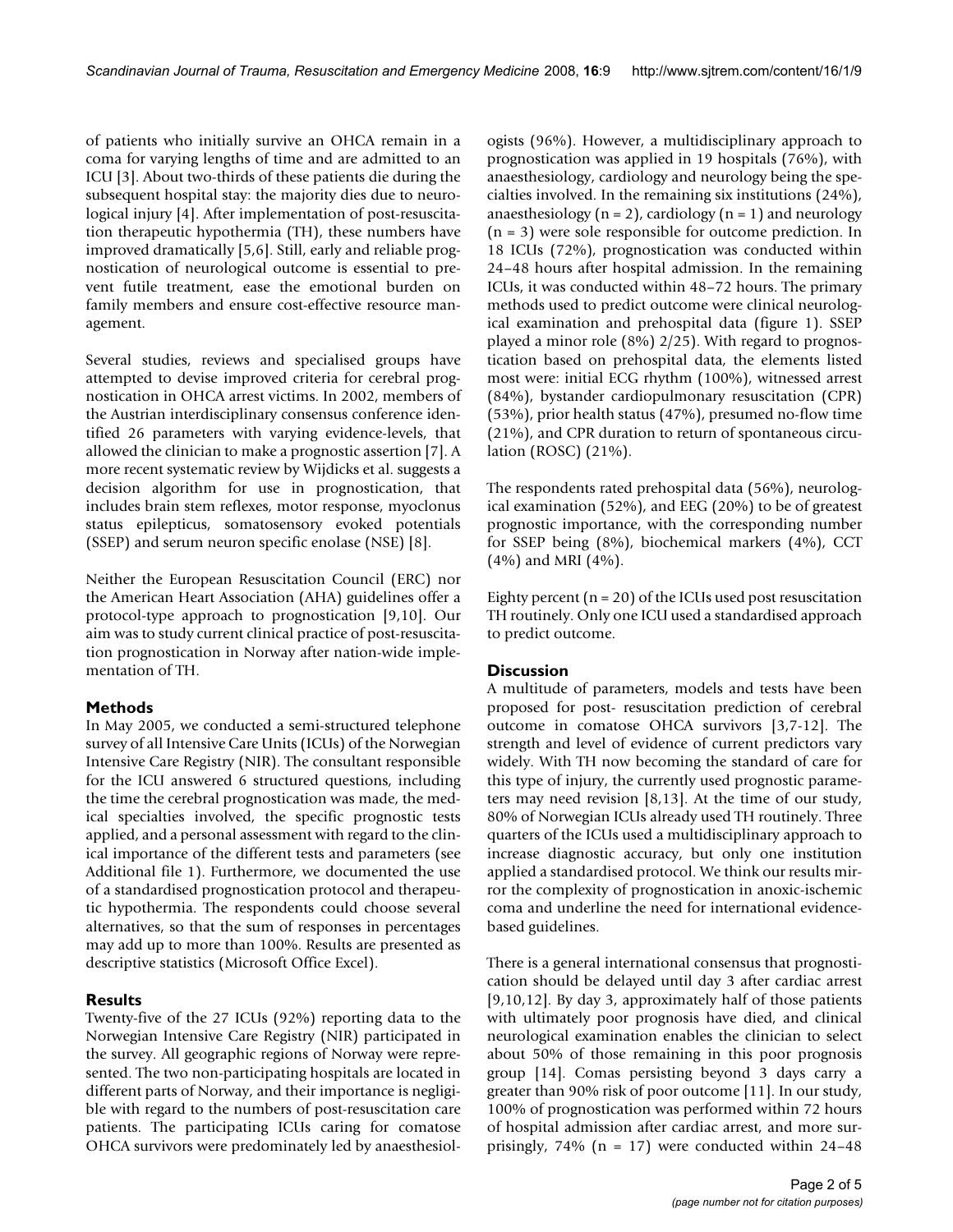of patients who initially survive an OHCA remain in a coma for varying lengths of time and are admitted to an ICU [3]. About two-thirds of these patients die during the subsequent hospital stay: the majority dies due to neurological injury [4]. After implementation of post-resuscitation therapeutic hypothermia (TH), these numbers have improved dramatically [5,6]. Still, early and reliable prognostication of neurological outcome is essential to prevent futile treatment, ease the emotional burden on family members and ensure cost-effective resource management.

Several studies, reviews and specialised groups have attempted to devise improved criteria for cerebral prognostication in OHCA arrest victims. In 2002, members of the Austrian interdisciplinary consensus conference identified 26 parameters with varying evidence-levels, that allowed the clinician to make a prognostic assertion [7]. A more recent systematic review by Wijdicks et al. suggests a decision algorithm for use in prognostication, that includes brain stem reflexes, motor response, myoclonus status epilepticus, somatosensory evoked potentials (SSEP) and serum neuron specific enolase (NSE) [8].

Neither the European Resuscitation Council (ERC) nor the American Heart Association (AHA) guidelines offer a protocol-type approach to prognostication [9,10]. Our aim was to study current clinical practice of post-resuscitation prognostication in Norway after nation-wide implementation of TH.

## Methods

In May 2005, we conducted a semi-structured telephone survey of all Intensive Care Units (ICUs) of the Norwegian Intensive Care Registry (NIR). The consultant responsible for the ICU answered 6 structured questions, including the time the cerebral prognostication was made, the medical specialties involved, the specific prognostic tests applied, and a personal assessment with regard to the clinical importance of the different tests and parameters (see Additional file 1). Furthermore, we documented the use of a standardised prognostication protocol and therapeutic hypothermia. The respondents could choose several alternatives, so that the sum of responses in percentages may add up to more than 100%. Results are presented as descriptive statistics (Microsoft Office Excel).

## Results

Twenty-five of the 27 ICUs (92%) reporting data to the Norwegian Intensive Care Registry (NIR) participated in the survey. All geographic regions of Norway were represented. The two non-participating hospitals are located in different parts of Norway, and their importance is negligible with regard to the numbers of post-resuscitation care patients. The participating ICUs caring for comatose OHCA survivors were predominately led by anaesthesiologists (96%). However, a multidisciplinary approach to prognostication was applied in 19 hospitals (76%), with anaesthesiology, cardiology and neurology being the specialties involved. In the remaining six institutions (24%), anaesthesiology (n = 2), cardiology (n = 1) and neurology (n = 3) were sole responsible for outcome prediction. In 18 ICUs (72%), prognostication was conducted within 24–48 hours after hospital admission. In the remaining ICUs, it was conducted within 48–72 hours. The primary methods used to predict outcome were clinical neurological examination and prehospital data (figure 1). SSEP played a minor role (8%) 2/25. With regard to prognostication based on prehospital data, the elements listed most were: initial ECG rhythm (100%), witnessed arrest (84%), bystander cardiopulmonary resuscitation (CPR) (53%), prior health status (47%), presumed no-flow time (21%), and CPR duration to return of spontaneous circulation (ROSC) (21%).

The respondents rated prehospital data (56%), neurological examination (52%), and EEG (20%) to be of greatest prognostic importance, with the corresponding number for SSEP being (8%), biochemical markers (4%), CCT (4%) and MRI (4%).

Eighty percent (n = 20) of the ICUs used post resuscitation TH routinely. Only one ICU used a standardised approach to predict outcome.

## Discussion

A multitude of parameters, models and tests have been proposed for post- resuscitation prediction of cerebral outcome in comatose OHCA survivors [3,7-12]. The strength and level of evidence of current predictors vary widely. With TH now becoming the standard of care for this type of injury, the currently used prognostic parameters may need revision [8,13]. At the time of our study, 80% of Norwegian ICUs already used TH routinely. Three quarters of the ICUs used a multidisciplinary approach to increase diagnostic accuracy, but only one institution applied a standardised protocol. We think our results mirror the complexity of prognostication in anoxic-ischemic coma and underline the need for international evidence-based guidelines.

There is a general international consensus that prognostication should be delayed until day 3 after cardiac arrest [9,10,12]. By day 3, approximately half of those patients with ultimately poor prognosis have died, and clinical neurological examination enables the clinician to select about 50% of those remaining in this poor prognosis group [14]. Comas persisting beyond 3 days carry a greater than 90% risk of poor outcome [11]. In our study, 100% of prognostication was performed within 72 hours of hospital admission after cardiac arrest, and more surprisingly, 74% (n = 17) were conducted within 24–48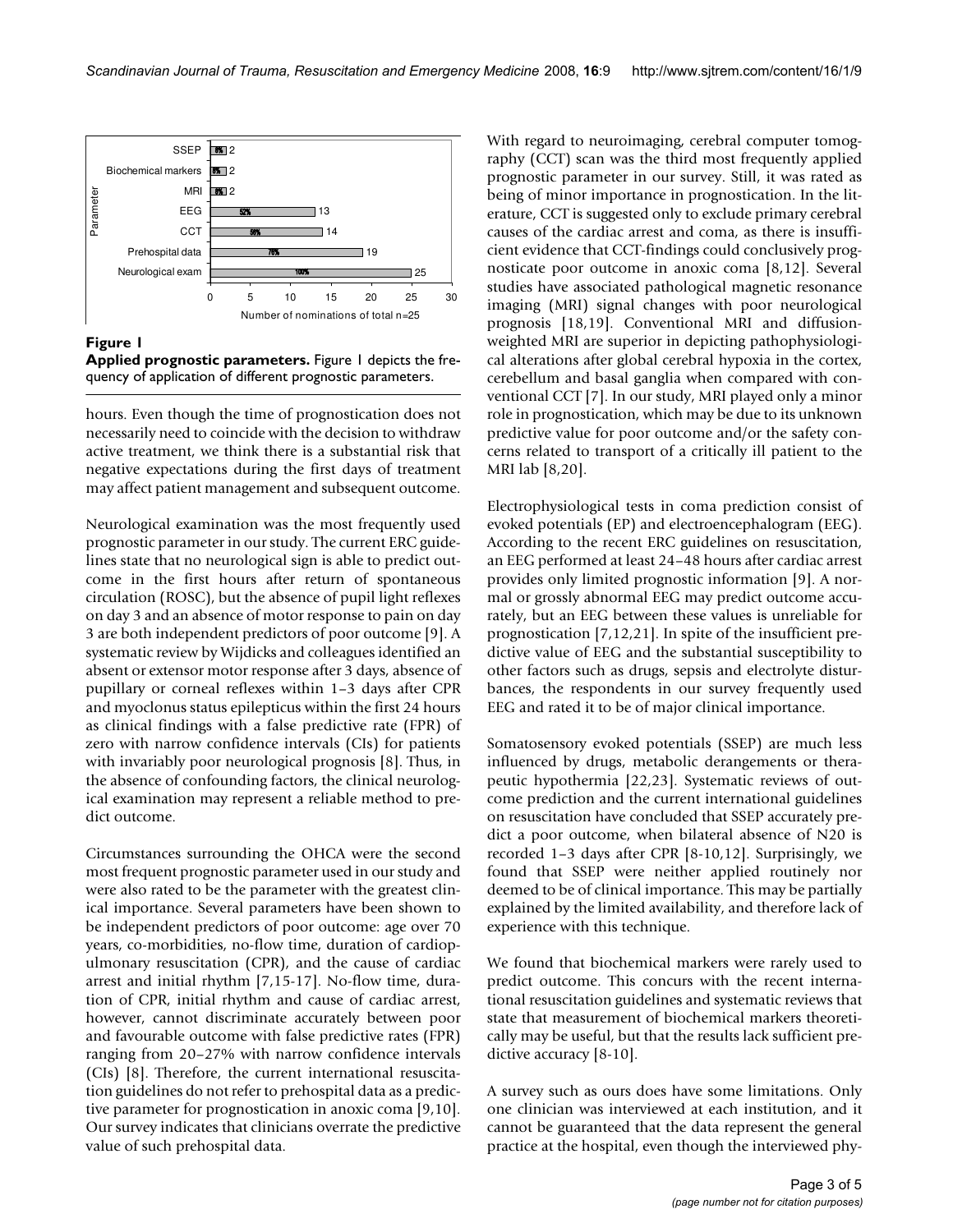**Figure 1**

**Applied prognostic parameters.** Figure 1 depicts the frequency of application of different prognostic parameters.

hours. Even though the time of prognostication does not necessarily need to coincide with the decision to withdraw active treatment, we think there is a substantial risk that negative expectations during the first days of treatment may affect patient management and subsequent outcome.

Neurological examination was the most frequently used prognostic parameter in our study. The current ERC guidelines state that no neurological sign is able to predict outcome in the first hours after return of spontaneous circulation (ROSC), but the absence of pupil light reflexes on day 3 and an absence of motor response to pain on day 3 are both independent predictors of poor outcome [9]. A systematic review by Wijdicks and colleagues identified an absent or extensor motor response after 3 days, absence of pupillary or corneal reflexes within 1–3 days after CPR and myoclonus status epilepticus within the first 24 hours as clinical findings with a false predictive rate (FPR) of zero with narrow confidence intervals (CIs) for patients with invariably poor neurological prognosis [8]. Thus, in the absence of confounding factors, the clinical neurological examination may represent a reliable method to predict outcome.

Circumstances surrounding the OHCA were the second most frequent prognostic parameter used in our study and were also rated to be the parameter with the greatest clinical importance. Several parameters have been shown to be independent predictors of poor outcome: age over 70 years, co-morbidities, no-flow time, duration of cardiopulmonary resuscitation (CPR), and the cause of cardiac arrest and initial rhythm [7,15-17]. No-flow time, duration of CPR, initial rhythm and cause of cardiac arrest, however, cannot discriminate accurately between poor and favourable outcome with false predictive rates (FPR) ranging from 20–27% with narrow confidence intervals (CIs) [8]. Therefore, the current international resuscitation guidelines do not refer to prehospital data as a predictive parameter for prognostication in anoxic coma [9,10]. Our survey indicates that clinicians overrate the predictive value of such prehospital data.

With regard to neuroimaging, cerebral computer tomography (CCT) scan was the third most frequently applied prognostic parameter in our survey. Still, it was rated as being of minor importance in prognostication. In the literature, CCT is suggested only to exclude primary cerebral causes of the cardiac arrest and coma, as there is insufficient evidence that CCT-findings could conclusively prognosticate poor outcome in anoxic coma [8,12]. Several studies have associated pathological magnetic resonance imaging (MRI) signal changes with poor neurological prognosis [18,19]. Conventional MRI and diffusion-weighted MRI are superior in depicting pathophysiological alterations after global cerebral hypoxia in the cortex, cerebellum and basal ganglia when compared with conventional CCT [7]. In our study, MRI played only a minor role in prognostication, which may be due to its unknown predictive value for poor outcome and/or the safety concerns related to transport of a critically ill patient to the MRI lab [8,20].

Electrophysiological tests in coma prediction consist of evoked potentials (EP) and electroencephalogram (EEG). According to the recent ERC guidelines on resuscitation, an EEG performed at least 24–48 hours after cardiac arrest provides only limited prognostic information [9]. A normal or grossly abnormal EEG may predict outcome accurately, but an EEG between these values is unreliable for prognostication [7,12,21]. In spite of the insufficient predictive value of EEG and the substantial susceptibility to other factors such as drugs, sepsis and electrolyte disturbances, the respondents in our survey frequently used EEG and rated it to be of major clinical importance.

Somatosensory evoked potentials (SSEP) are much less influenced by drugs, metabolic derangements or therapeutic hypothermia [22,23]. Systematic reviews of outcome prediction and the current international guidelines on resuscitation have concluded that SSEP accurately predict a poor outcome, when bilateral absence of N20 is recorded 1–3 days after CPR [8-10,12]. Surprisingly, we found that SSEP were neither applied routinely nor deemed to be of clinical importance. This may be partially explained by the limited availability, and therefore lack of experience with this technique.

We found that biochemical markers were rarely used to predict outcome. This concurs with the recent international resuscitation guidelines and systematic reviews that state that measurement of biochemical markers theoretically may be useful, but that the results lack sufficient predictive accuracy [8-10].

A survey such as ours does have some limitations. Only one clinician was interviewed at each institution, and it cannot be guaranteed that the data represent the general practice at the hospital, even though the interviewed phy-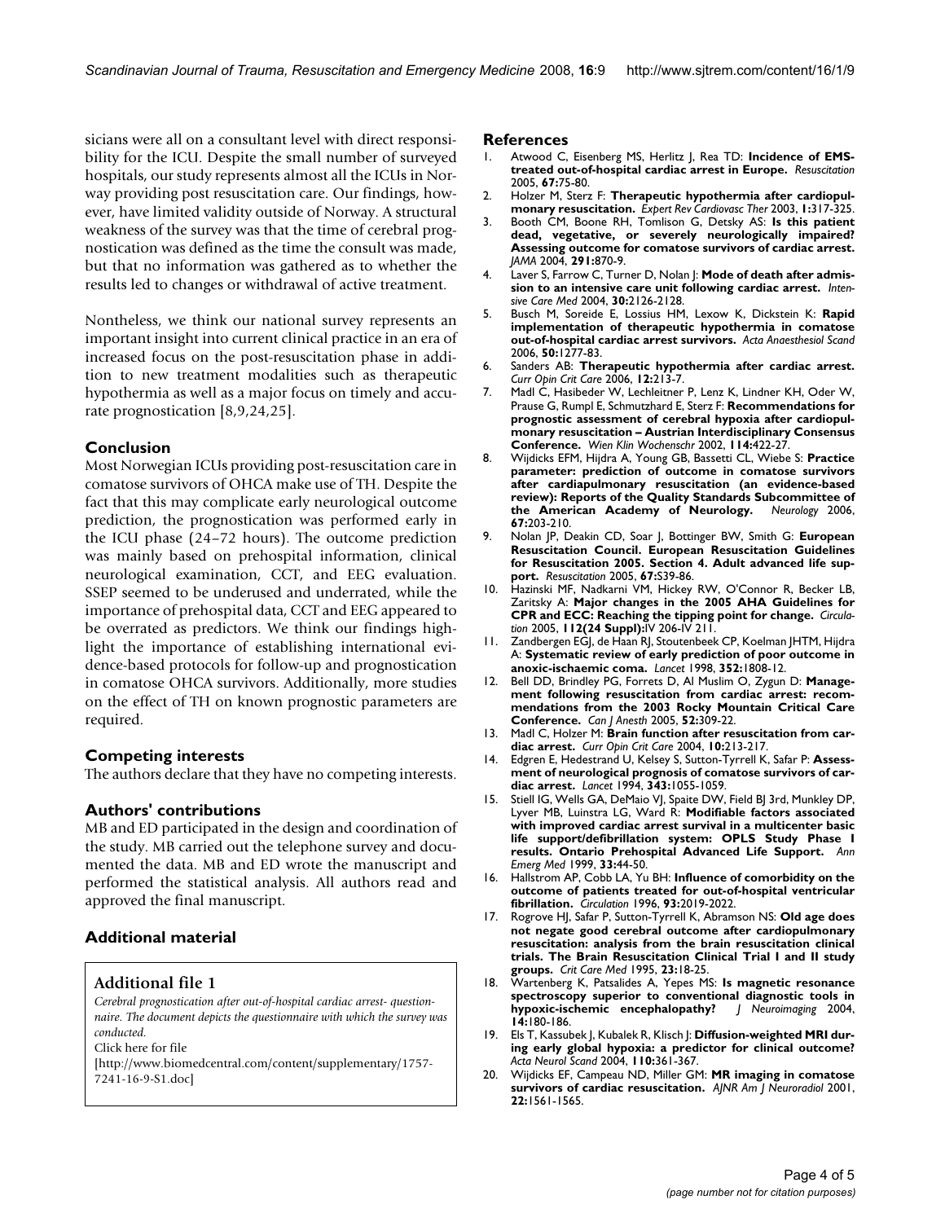sicians were all on a consultant level with direct responsibility for the ICU. Despite the small number of surveyed hospitals, our study represents almost all the ICUs in Norway providing post resuscitation care. Our findings, however, have limited validity outside of Norway. A structural weakness of the survey was that the time of cerebral prognostication was defined as the time the consult was made, but that no information was gathered as to whether the results led to changes or withdrawal of active treatment.

Nontheless, we think our national survey represents an important insight into current clinical practice in an era of increased focus on the post-resuscitation phase in addition to new treatment modalities such as therapeutic hypothermia as well as a major focus on timely and accurate prognostication [8,9,24,25].

## Conclusion

Most Norwegian ICUs providing post-resuscitation care in comatose survivors of OHCA make use of TH. Despite the fact that this may complicate early neurological outcome prediction, the prognostication was performed early in the ICU phase (24–72 hours). The outcome prediction was mainly based on prehospital information, clinical neurological examination, CCT, and EEG evaluation. SSEP seemed to be underused and underrated, while the importance of prehospital data, CCT and EEG appeared to be overrated as predictors. We think our findings highlight the importance of establishing international evidence-based protocols for follow-up and prognostication in comatose OHCA survivors. Additionally, more studies on the effect of TH on known prognostic parameters are required.

## Competing interests

The authors declare that they have no competing interests.

## Authors' contributions

MB and ED participated in the design and coordination of the study. MB carried out the telephone survey and documented the data. MB and ED wrote the manuscript and performed the statistical analysis. All authors read and approved the final manuscript.

## Additional material

### Additional file 1

*Cerebral prognostication after out-of-hospital cardiac arrest- questionnaire. The document depicts the questionnaire with which the survey was conducted.*

Click here for file

[http://www.biomedcentral.com/content/supplementary/1757-7241-16-9-S1.doc]

## References

1. Atwood C, Eisenberg MS, Herlitz J, Rea TD: **Incidence of EMS-treated out-of-hospital cardiac arrest in Europe.** *Resuscitation* 2005, **67:**75-80.
2. Holzer M, Sterz F: **Therapeutic hypothermia after cardiopulmonary resuscitation.** *Expert Rev Cardiovasc Ther* 2003, **1:**317-325.
3. Booth CM, Boone RH, Tomlison G, Detsky AS: **Is this patient dead, vegetative, or severely neurologically impaired? Assessing outcome for comatose survivors of cardiac arrest.** *JAMA* 2004, **291:**870-9.
4. Laver S, Farrow C, Turner D, Nolan J: **Mode of death after admission to an intensive care unit following cardiac arrest.** *Intensive Care Med* 2004, **30:**2126-2128.
5. Busch M, Soreide E, Lossius HM, Lexow K, Dickstein K: **Rapid implementation of therapeutic hypothermia in comatose out-of-hospital cardiac arrest survivors.** *Acta Anaesthesiol Scand* 2006, **50:**1277-83.
6. Sanders AB: **Therapeutic hypothermia after cardiac arrest.** *Curr Opin Crit Care* 2006, **12:**213-7.
7. Madl C, Hasibeder W, Lechleitner P, Lenz K, Lindner KH, Oder W, Prause G, Rumpl E, Schmutzhard E, Sterz F: **Recommendations for prognostic assessment of cerebral hypoxia after cardiopulmonary resuscitation – Austrian Interdisciplinary Consensus Conference.** *Wien Klin Wochenschr* 2002, **114:**422-27.
8. Wijdicks EFM, Hijdra A, Young GB, Bassetti CL, Wiebe S: **Practice parameter: prediction of outcome in comatose survivors after cardiopulmonary resuscitation (an evidence-based review): Reports of the Quality Standards Subcommittee of the American Academy of Neurology.** *Neurology* 2006, **67:**203-210.
9. Nolan JP, Deakin CD, Soar J, Bottinger BW, Smith G: **European Resuscitation Council. European Resuscitation Guidelines for Resuscitation 2005. Section 4. Adult advanced life support.** *Resuscitation* 2005, **67:**S39-86.
10. Hazinski MF, Nadkarni VM, Hickey RW, O'Connor R, Becker LB, Zaritsky A: **Major changes in the 2005 AHA Guidelines for CPR and ECC: Reaching the tipping point for change.** *Circulation* 2005, **112(24 Suppl):**IV 206-IV 211.
11. Zandbergen EGJ, de Haan RJ, Stoutenbeek CP, Koelman JHTM, Hijdra A: **Systematic review of early prediction of poor outcome in anoxic-ischaemic coma.** *Lancet* 1998, **352:**1808-12.
12. Bell DD, Brindley PG, Forrets D, Al Muslim O, Zygun D: **Management following resuscitation from cardiac arrest: recommendations from the 2003 Rocky Mountain Critical Care Conference.** *Can J Anesth* 2005, **52:**309-22.
13. Madl C, Holzer M: **Brain function after resuscitation from cardiac arrest.** *Curr Opin Crit Care* 2004, **10:**213-217.
14. Edgren E, Hedestrand U, Kelsey S, Sutton-Tyrrell K, Safar P: **Assessment of neurological prognosis of comatose survivors of cardiac arrest.** *Lancet* 1994, **343:**1055-1059.
15. Stiell IG, Wells GA, DeMaio VJ, Spaite DW, Field BJ 3rd, Munkley DP, Lyver MB, Luinstra LG, Ward R: **Modifiable factors associated with improved cardiac arrest survival in a multicenter basic life support/defibrillation system: OPLS Study Phase I results. Ontario Prehospital Advanced Life Support.** *Ann Emerg Med* 1999, **33:**44-50.
16. Hallstrom AP, Cobb LA, Yu BH: **Influence of comorbidity on the outcome of patients treated for out-of-hospital ventricular fibrillation.** *Circulation* 1996, **93:**2019-2022.
17. Rogrove HJ, Safar P, Sutton-Tyrrell K, Abramson NS: **Old age does not negate good cerebral outcome after cardiopulmonary resuscitation: analysis from the brain resuscitation clinical trials. The Brain Resuscitation Clinical Trial I and II study groups.** *Crit Care Med* 1995, **23:**18-25.
18. Wartenberg K, Patsalides A, Yepes MS: **Is magnetic resonance spectroscopy superior to conventional diagnostic tools in hypoxic-ischemic encephalopathy?** *J Neuroimaging* 2004, **14:**180-186.
19. Els T, Kassubek J, Kubalek R, Klisch J: **Diffusion-weighted MRI during early global hypoxia: a predictor for clinical outcome?** *Acta Neurol Scand* 2004, **110:**361-367.
20. Wijdicks EF, Campeau ND, Miller GM: **MR imaging in comatose survivors of cardiac resuscitation.** *AJNR Am J Neuroradiol* 2001, **22:**1561-1565.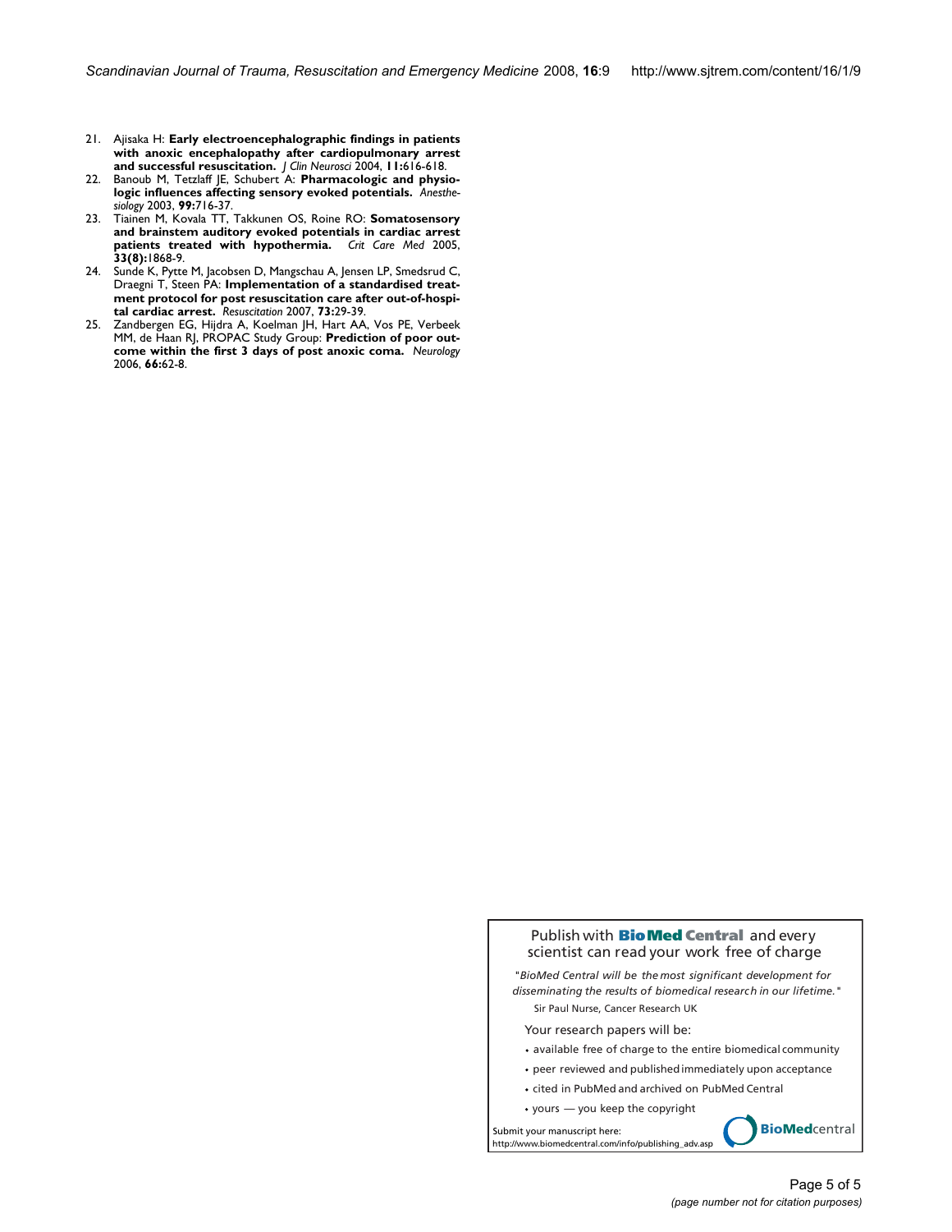21. Ajisaka H: **Early electroencephalographic findings in patients with anoxic encephalopathy after cardiopulmonary arrest and successful resuscitation.** *J Clin Neurosci* 2004, **11:**616-618.
22. Banoub M, Tetzlaff JE, Schubert A: **Pharmacologic and physiologic influences affecting sensory evoked potentials.** *Anesthesiology* 2003, **99:**716-37.
23. Tiainen M, Kovala TT, Takkunen OS, Roine RO: **Somatosensory and brainstem auditory evoked potentials in cardiac arrest patients treated with hypothermia.** *Crit Care Med* 2005, **33(8):**1868-9.
24. Sunde K, Pytte M, Jacobsen D, Mangschau A, Jensen LP, Smedsrud C, Draegni T, Steen PA: **Implementation of a standardised treatment protocol for post resuscitation care after out-of-hospital cardiac arrest.** *Resuscitation* 2007, **73:**29-39.
25. Zandbergen EG, Hijdra A, Koelman JH, Hart AA, Vos PE, Verbeek MM, de Haan RJ, PROPAC Study Group: **Prediction of poor outcome within the first 3 days of post anoxic coma.** *Neurology* 2006, **66:**62-8.

Publish with **BioMed Central** and every scientist can read your work free of charge

*"BioMed Central will be the most significant development for disseminating the results of biomedical research in our lifetime."*

Sir Paul Nurse, Cancer Research UK

Your research papers will be:

- available free of charge to the entire biomedical community
- peer reviewed and published immediately upon acceptance
- cited in PubMed and archived on PubMed Central
- yours — you keep the copyright

Submit your manuscript here:
http://www.biomedcentral.com/info/publishing_adv.asp

**BioMed**central